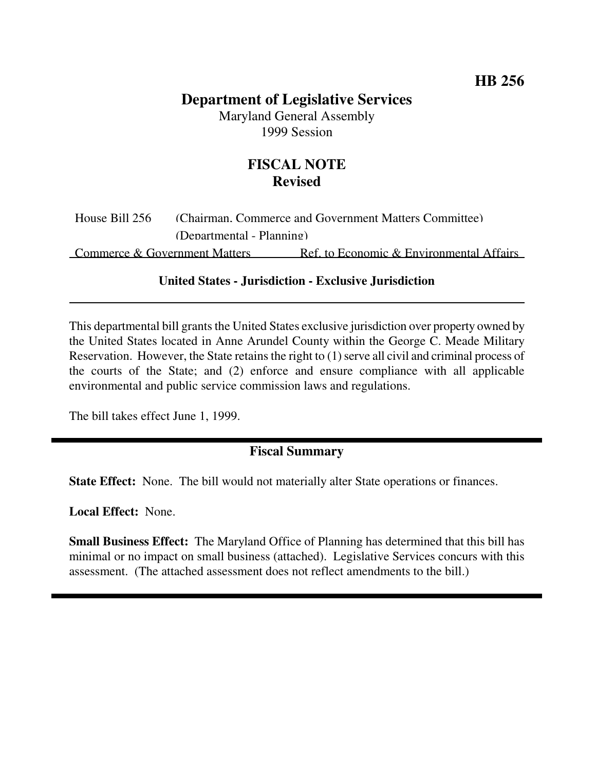**HB 256**

# Department of Legislative Services

Maryland General Assembly
1999 Session

## FISCAL NOTE
**Revised**

House Bill 256 (Chairman, Commerce and Government Matters Committee)
(Departmental - Planning)

Commerce & Government Matters Ref. to Economic & Environmental Affairs

**United States - Jurisdiction - Exclusive Jurisdiction**

This departmental bill grants the United States exclusive jurisdiction over property owned by the United States located in Anne Arundel County within the George C. Meade Military Reservation. However, the State retains the right to (1) serve all civil and criminal process of the courts of the State; and (2) enforce and ensure compliance with all applicable environmental and public service commission laws and regulations.

The bill takes effect June 1, 1999.

## Fiscal Summary

**State Effect:** None. The bill would not materially alter State operations or finances.

**Local Effect:** None.

**Small Business Effect:** The Maryland Office of Planning has determined that this bill has minimal or no impact on small business (attached). Legislative Services concurs with this assessment. (The attached assessment does not reflect amendments to the bill.)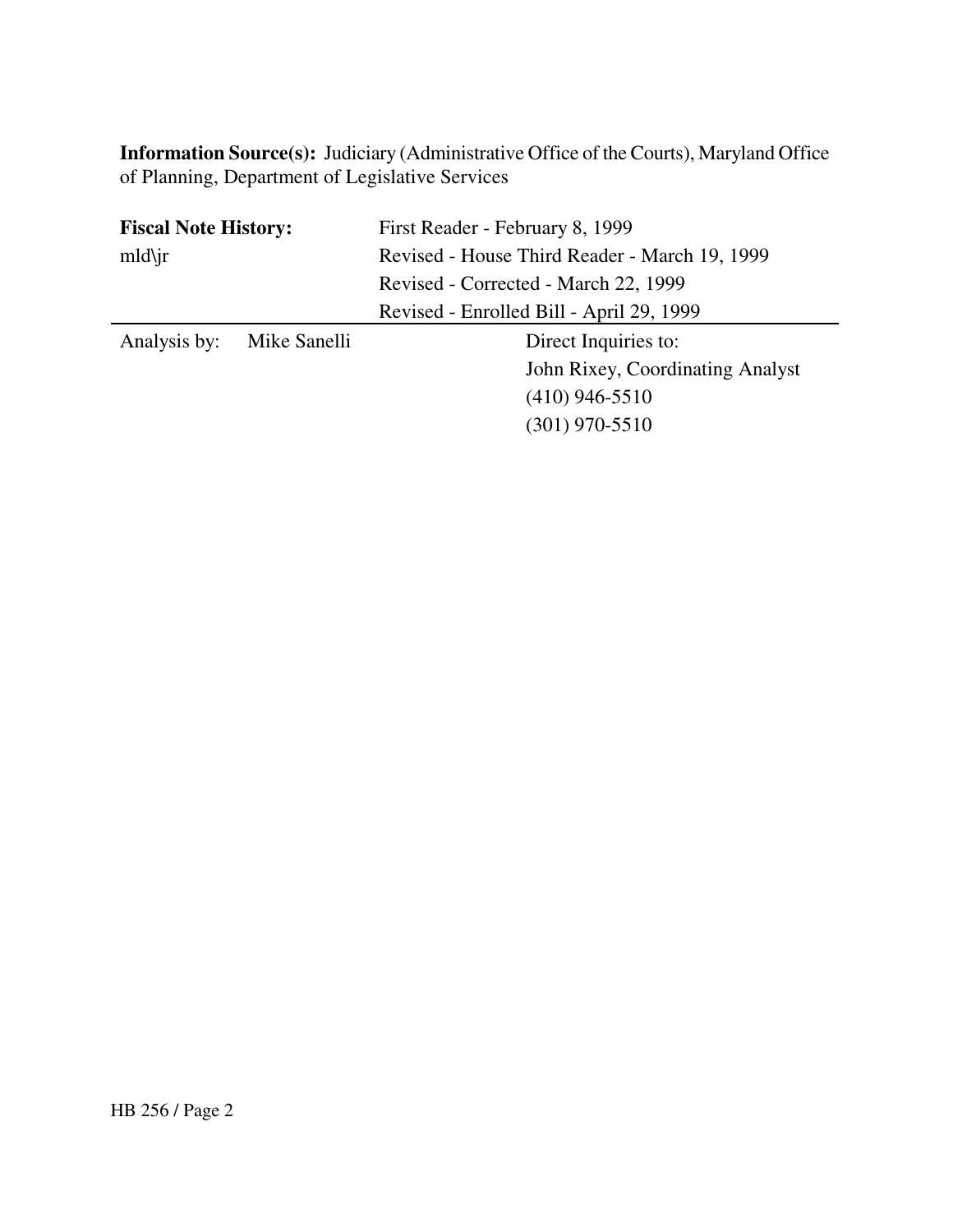**Information Source(s):** Judiciary (Administrative Office of the Courts), Maryland Office of Planning, Department of Legislative Services

| | |
|---|---|
| **Fiscal Note History:** | First Reader - February 8, 1999 |
| mld\jr | Revised - House Third Reader - March 19, 1999 |
| | Revised - Corrected - March 22, 1999 |
| | Revised - Enrolled Bill - April 29, 1999 |

| | |
|---|---|
| Analysis by: Mike Sanelli | Direct Inquiries to: |
| | John Rixey, Coordinating Analyst |
| | (410) 946-5510 |
| | (301) 970-5510 |